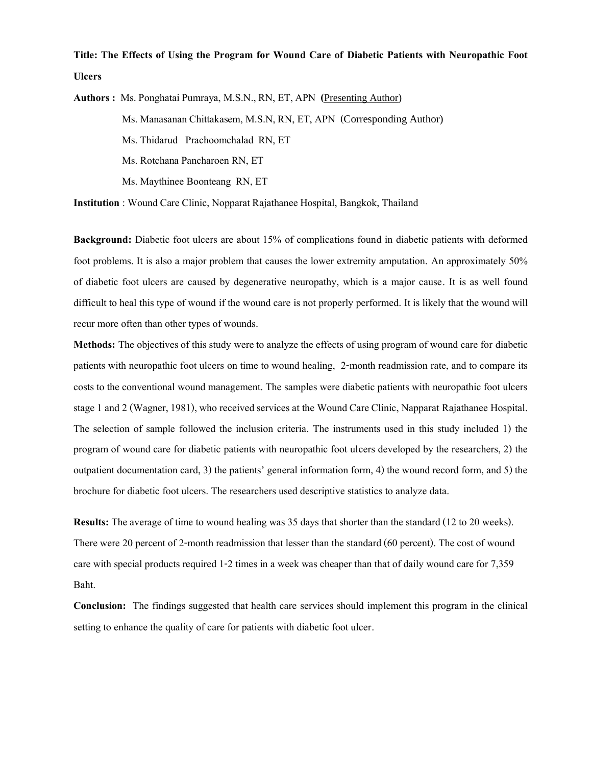**Title: The Effects of Using the Program for Wound Care of Diabetic Patients with Neuropathic Foot Ulcers**

**Authors :** Ms. Ponghatai Pumraya, M.S.N., RN, ET, APN **(**Presenting Author)

Ms. Manasanan Chittakasem, M.S.N, RN, ET, APN (Corresponding Author)

Ms. Thidarud Prachoomchalad RN, ET

Ms. Rotchana Pancharoen RN, ET

Ms. Maythinee Boonteang RN, ET

**Institution** : Wound Care Clinic, Nopparat Rajathanee Hospital, Bangkok, Thailand

**Background:** Diabetic foot ulcers are about 15% of complications found in diabetic patients with deformed foot problems. It is also a major problem that causes the lower extremity amputation. An approximately 50% of diabetic foot ulcers are caused by degenerative neuropathy, which is a major cause. It is as well found difficult to heal this type of wound if the wound care is not properly performed. It is likely that the wound will recur more often than other types of wounds.

**Methods:** The objectives of this study were to analyze the effects of using program of wound care for diabetic patients with neuropathic foot ulcers on time to wound healing, 2-month readmission rate, and to compare its costs to the conventional wound management. The samples were diabetic patients with neuropathic foot ulcers stage 1 and 2 (Wagner, 1981), who received services at the Wound Care Clinic, Napparat Rajathanee Hospital. The selection of sample followed the inclusion criteria. The instruments used in this study included 1) the program of wound care for diabetic patients with neuropathic foot ulcers developed by the researchers, 2) the outpatient documentation card, 3) the patients' general information form, 4) the wound record form, and 5) the brochure for diabetic foot ulcers. The researchers used descriptive statistics to analyze data.

**Results:** The average of time to wound healing was 35 days that shorter than the standard (12 to 20 weeks). There were 20 percent of 2-month readmission that lesser than the standard (60 percent). The cost of wound care with special products required 1-2 times in a week was cheaper than that of daily wound care for 7,359 Baht.

**Conclusion:** The findings suggested that health care services should implement this program in the clinical setting to enhance the quality of care for patients with diabetic foot ulcer.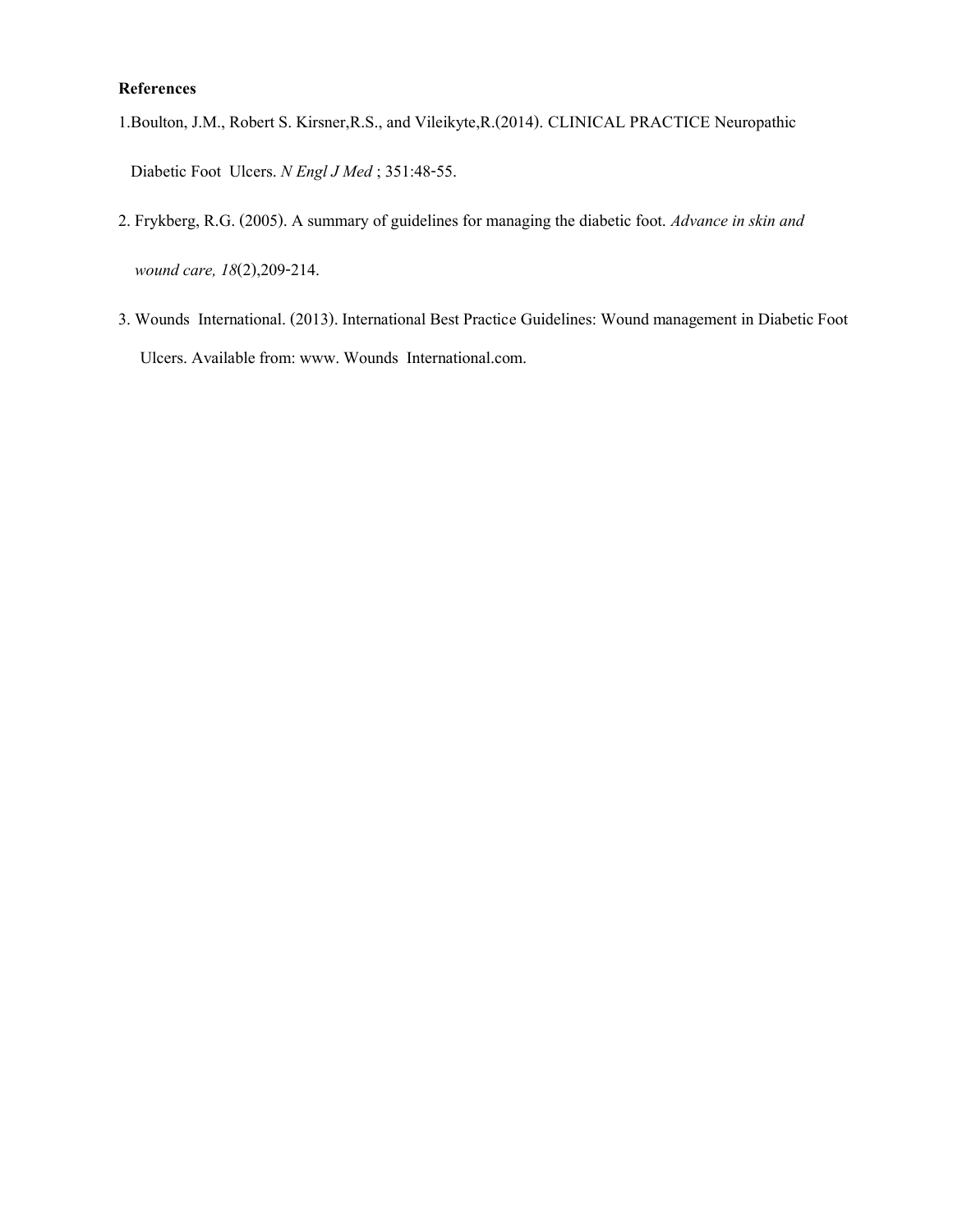**References**

1.Boulton, J.M., Robert S. Kirsner,R.S., and Vileikyte,R.(2014). CLINICAL PRACTICE Neuropathic Diabetic Foot Ulcers. *N Engl J Med* ; 351:48-55.

2. Frykberg, R.G. (2005). A summary of guidelines for managing the diabetic foot. *Advance in skin and wound care, 18*(2),209-214.

3. Wounds International. (2013). International Best Practice Guidelines: Wound management in Diabetic Foot Ulcers. Available from: www. Wounds International.com.